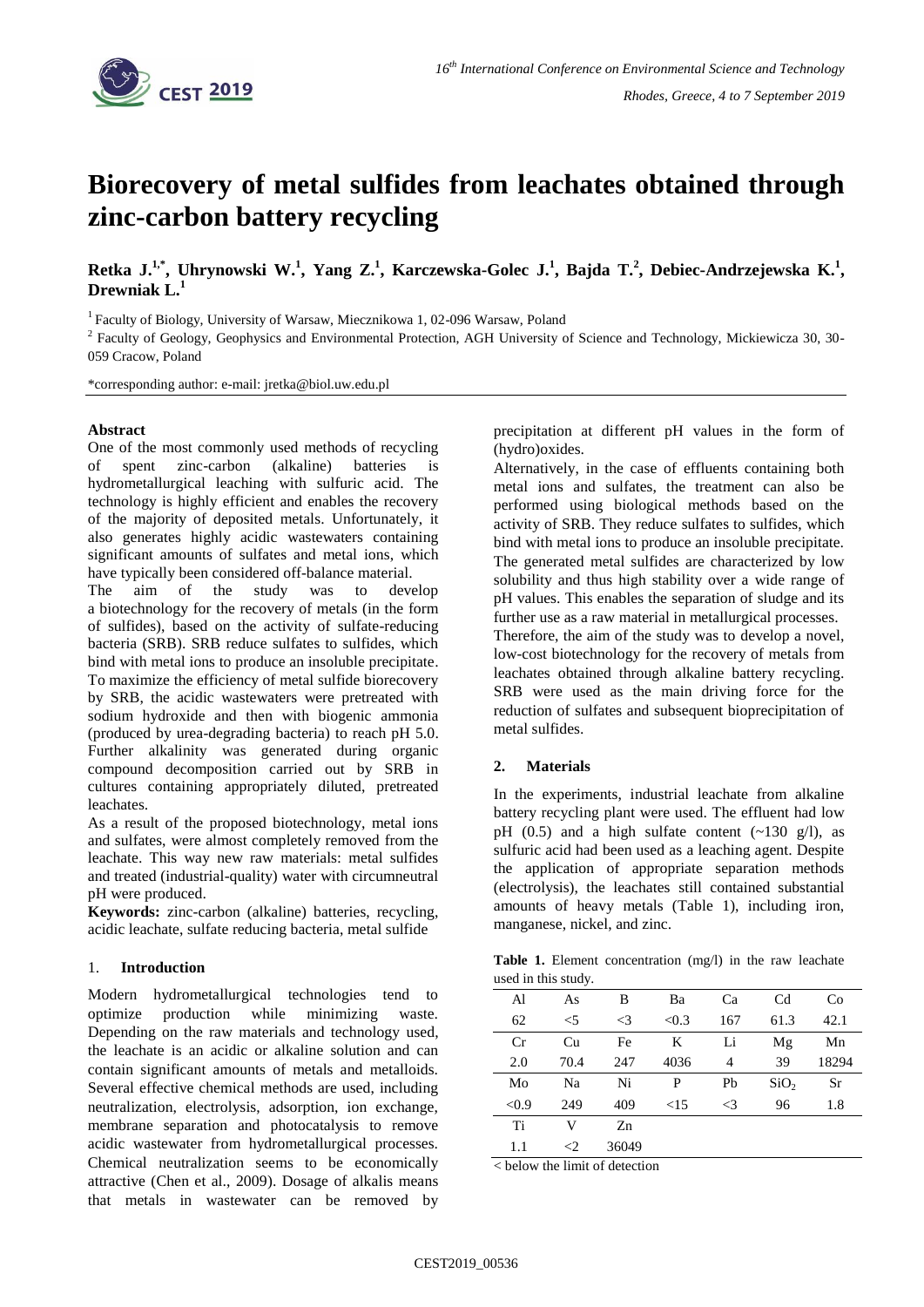# Biorecovery of metal sulfides from leachates obtained through zinc-carbon battery recycling

**Retka J.[1,*], Uhrynowski W.[1], Yang Z.[1], Karczewska-Golec J.[1], Bajda T.[2], Debiec-Andrzejewska K.[1], Drewniak L.[1]**

[1] Faculty of Biology, University of Warsaw, Miecznikowa 1, 02-096 Warsaw, Poland

[2] Faculty of Geology, Geophysics and Environmental Protection, AGH University of Science and Technology, Mickiewicza 30, 30-059 Cracow, Poland

*corresponding author: e-mail: jretka@biol.uw.edu.pl

### Abstract

One of the most commonly used methods of recycling of spent zinc-carbon (alkaline) batteries is hydrometallurgical leaching with sulfuric acid. The technology is highly efficient and enables the recovery of the majority of deposited metals. Unfortunately, it also generates highly acidic wastewaters containing significant amounts of sulfates and metal ions, which have typically been considered off-balance material.

The aim of the study was to develop a biotechnology for the recovery of metals (in the form of sulfides), based on the activity of sulfate-reducing bacteria (SRB). SRB reduce sulfates to sulfides, which bind with metal ions to produce an insoluble precipitate. To maximize the efficiency of metal sulfide biorecovery by SRB, the acidic wastewaters were pretreated with sodium hydroxide and then with biogenic ammonia (produced by urea-degrading bacteria) to reach pH 5.0. Further alkalinity was generated during organic compound decomposition carried out by SRB in cultures containing appropriately diluted, pretreated leachates.

As a result of the proposed biotechnology, metal ions and sulfates, were almost completely removed from the leachate. This way new raw materials: metal sulfides and treated (industrial-quality) water with circumneutral pH were produced.

**Keywords:** zinc-carbon (alkaline) batteries, recycling, acidic leachate, sulfate reducing bacteria, metal sulfide

## 1. Introduction

Modern hydrometallurgical technologies tend to optimize production while minimizing waste. Depending on the raw materials and technology used, the leachate is an acidic or alkaline solution and can contain significant amounts of metals and metalloids. Several effective chemical methods are used, including neutralization, electrolysis, adsorption, ion exchange, membrane separation and photocatalysis to remove acidic wastewater from hydrometallurgical processes. Chemical neutralization seems to be economically attractive (Chen et al., 2009). Dosage of alkalis means that metals in wastewater can be removed by precipitation at different pH values in the form of (hydro)oxides.

Alternatively, in the case of effluents containing both metal ions and sulfates, the treatment can also be performed using biological methods based on the activity of SRB. They reduce sulfates to sulfides, which bind with metal ions to produce an insoluble precipitate. The generated metal sulfides are characterized by low solubility and thus high stability over a wide range of pH values. This enables the separation of sludge and its further use as a raw material in metallurgical processes.

Therefore, the aim of the study was to develop a novel, low-cost biotechnology for the recovery of metals from leachates obtained through alkaline battery recycling. SRB were used as the main driving force for the reduction of sulfates and subsequent bioprecipitation of metal sulfides.

## 2. Materials

In the experiments, industrial leachate from alkaline battery recycling plant were used. The effluent had low pH (0.5) and a high sulfate content (~130 g/l), as sulfuric acid had been used as a leaching agent. Despite the application of appropriate separation methods (electrolysis), the leachates still contained substantial amounts of heavy metals (Table 1), including iron, manganese, nickel, and zinc.

**Table 1.** Element concentration (mg/l) in the raw leachate used in this study.

| Al | As | B | Ba | Ca | Cd | Co |
|---|---|---|---|---|---|---|
| 62 | <5 | <3 | <0.3 | 167 | 61.3 | 42.1 |
| **Cr** | **Cu** | **Fe** | **K** | **Li** | **Mg** | **Mn** |
| 2.0 | 70.4 | 247 | 4036 | 4 | 39 | 18294 |
| **Mo** | **Na** | **Ni** | **P** | **Pb** | **$SiO_2$** | **Sr** |
| <0.9 | 249 | 409 | <15 | <3 | 96 | 1.8 |
| **Ti** | **V** | **Zn** | | | | |
| 1.1 | <2 | 36049 | | | | |

< below the limit of detection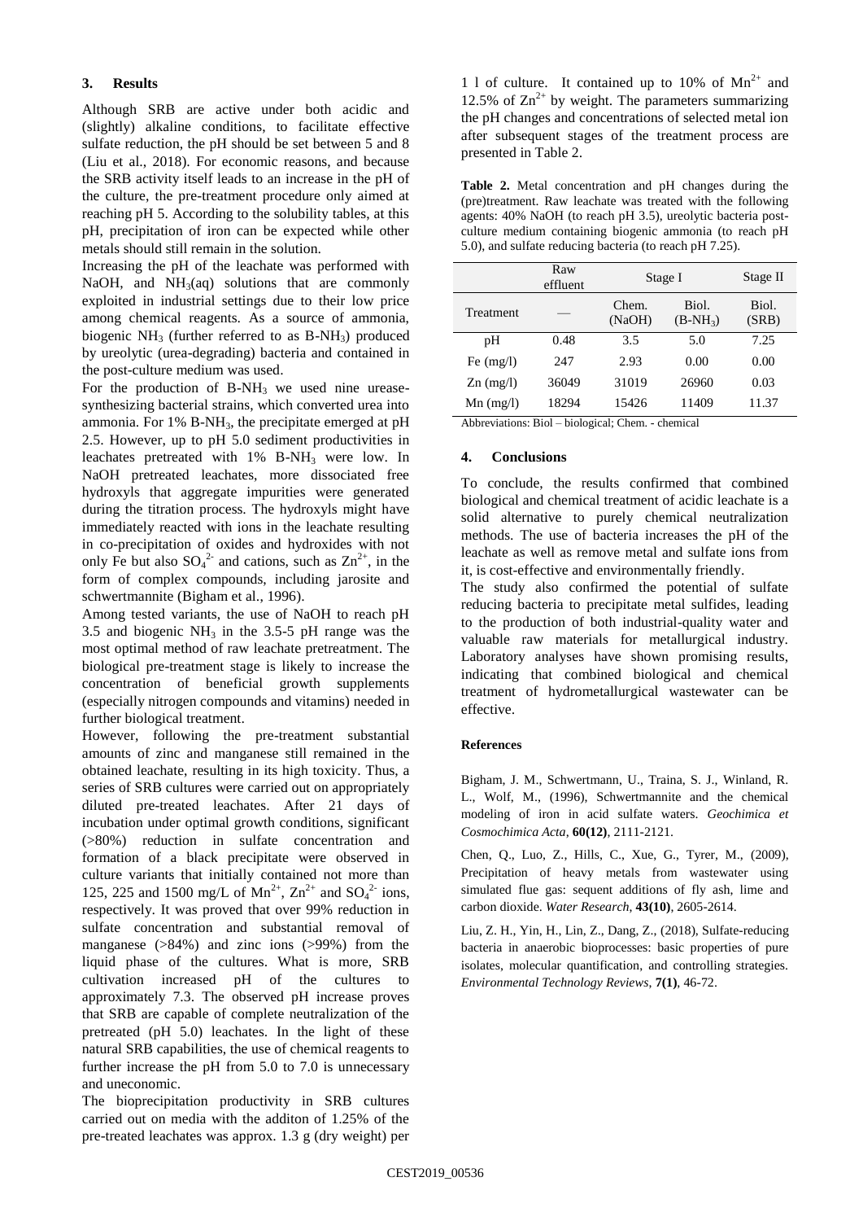## 3. Results

Although SRB are active under both acidic and (slightly) alkaline conditions, to facilitate effective sulfate reduction, the pH should be set between 5 and 8 (Liu et al., 2018). For economic reasons, and because the SRB activity itself leads to an increase in the pH of the culture, the pre-treatment procedure only aimed at reaching pH 5. According to the solubility tables, at this pH, precipitation of iron can be expected while other metals should still remain in the solution.

Increasing the pH of the leachate was performed with NaOH, and $NH_3$(aq) solutions that are commonly exploited in industrial settings due to their low price among chemical reagents. As a source of ammonia, biogenic $NH_3$ (further referred to as B-$NH_3$) produced by ureolytic (urea-degrading) bacteria and contained in the post-culture medium was used.

For the production of B-$NH_3$ we used nine urease-synthesizing bacterial strains, which converted urea into ammonia. For 1% B-$NH_3$, the precipitate emerged at pH 2.5. However, up to pH 5.0 sediment productivities in leachates pretreated with 1% B-$NH_3$ were low. In NaOH pretreated leachates, more dissociated free hydroxyls that aggregate impurities were generated during the titration process. The hydroxyls might have immediately reacted with ions in the leachate resulting in co-precipitation of oxides and hydroxides with not only Fe but also $SO_4^{2-}$ and cations, such as $Zn^{2+}$, in the form of complex compounds, including jarosite and schwertmannite (Bigham et al., 1996).

Among tested variants, the use of NaOH to reach pH 3.5 and biogenic $NH_3$ in the 3.5-5 pH range was the most optimal method of raw leachate pretreatment. The biological pre-treatment stage is likely to increase the concentration of beneficial growth supplements (especially nitrogen compounds and vitamins) needed in further biological treatment.

However, following the pre-treatment substantial amounts of zinc and manganese still remained in the obtained leachate, resulting in its high toxicity. Thus, a series of SRB cultures were carried out on appropriately diluted pre-treated leachates. After 21 days of incubation under optimal growth conditions, significant (>80%) reduction in sulfate concentration and formation of a black precipitate were observed in culture variants that initially contained not more than 125, 225 and 1500 mg/L of $Mn^{2+}$, $Zn^{2+}$ and $SO_4^{2-}$ ions, respectively. It was proved that over 99% reduction in sulfate concentration and substantial removal of manganese (>84%) and zinc ions (>99%) from the liquid phase of the cultures. What is more, SRB cultivation increased pH of the cultures to approximately 7.3. The observed pH increase proves that SRB are capable of complete neutralization of the pretreated (pH 5.0) leachates. In the light of these natural SRB capabilities, the use of chemical reagents to further increase the pH from 5.0 to 7.0 is unnecessary and uneconomic.

The bioprecipitation productivity in SRB cultures carried out on media with the additon of 1.25% of the pre-treated leachates was approx. 1.3 g (dry weight) per 1 l of culture. It contained up to 10% of $Mn^{2+}$ and 12.5% of $Zn^{2+}$ by weight. The parameters summarizing the pH changes and concentrations of selected metal ion after subsequent stages of the treatment process are presented in Table 2.

**Table 2.** Metal concentration and pH changes during the (pre)treatment. Raw leachate was treated with the following agents: 40% NaOH (to reach pH 3.5), ureolytic bacteria post-culture medium containing biogenic ammonia (to reach pH 5.0), and sulfate reducing bacteria (to reach pH 7.25).

| | Raw effluent | Stage I | | Stage II |
|---|---|---|---|---|
| Treatment | — | Chem. (NaOH) | Biol. (B-$NH_3$) | Biol. (SRB) |
| pH | 0.48 | 3.5 | 5.0 | 7.25 |
| Fe (mg/l) | 247 | 2.93 | 0.00 | 0.00 |
| Zn (mg/l) | 36049 | 31019 | 26960 | 0.03 |
| Mn (mg/l) | 18294 | 15426 | 11409 | 11.37 |

Abbreviations: Biol – biological; Chem. - chemical

## 4. Conclusions

To conclude, the results confirmed that combined biological and chemical treatment of acidic leachate is a solid alternative to purely chemical neutralization methods. The use of bacteria increases the pH of the leachate as well as remove metal and sulfate ions from it, is cost-effective and environmentally friendly.

The study also confirmed the potential of sulfate reducing bacteria to precipitate metal sulfides, leading to the production of both industrial-quality water and valuable raw materials for metallurgical industry. Laboratory analyses have shown promising results, indicating that combined biological and chemical treatment of hydrometallurgical wastewater can be effective.

### References

Bigham, J. M., Schwertmann, U., Traina, S. J., Winland, R. L., Wolf, M., (1996), Schwertmannite and the chemical modeling of iron in acid sulfate waters. *Geochimica et Cosmochimica Acta*, **60(12)**, 2111-2121.

Chen, Q., Luo, Z., Hills, C., Xue, G., Tyrer, M., (2009), Precipitation of heavy metals from wastewater using simulated flue gas: sequent additions of fly ash, lime and carbon dioxide. *Water Research*, **43(10)**, 2605-2614.

Liu, Z. H., Yin, H., Lin, Z., Dang, Z., (2018), Sulfate-reducing bacteria in anaerobic bioprocesses: basic properties of pure isolates, molecular quantification, and controlling strategies. *Environmental Technology Reviews*, **7(1)**, 46-72.